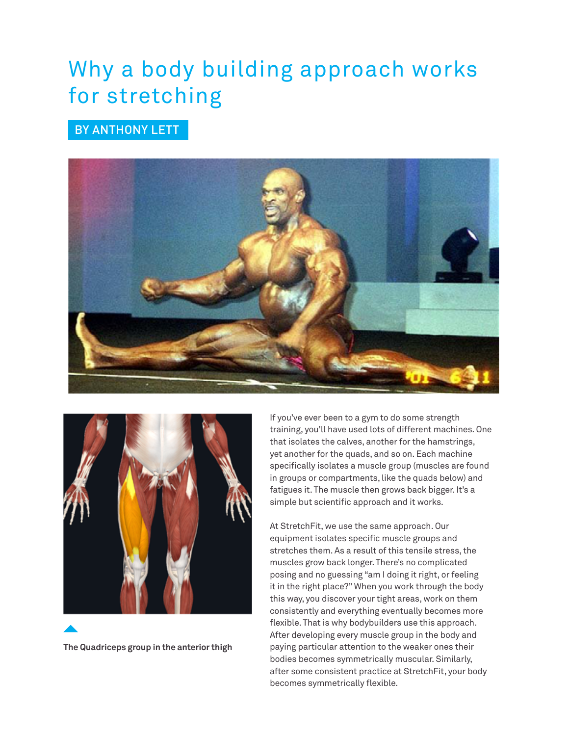# Why a body building approach works for stretching

**BY ANTHONY LETT**

**The Quadriceps group in the anterior thigh**

If you've ever been to a gym to do some strength training, you'll have used lots of different machines. One that isolates the calves, another for the hamstrings, yet another for the quads, and so on. Each machine specifically isolates a muscle group (muscles are found in groups or compartments, like the quads below) and fatigues it. The muscle then grows back bigger. It's a simple but scientific approach and it works.

At StretchFit, we use the same approach. Our equipment isolates specific muscle groups and stretches them. As a result of this tensile stress, the muscles grow back longer. There's no complicated posing and no guessing "am I doing it right, or feeling it in the right place?" When you work through the body this way, you discover your tight areas, work on them consistently and everything eventually becomes more flexible. That is why bodybuilders use this approach. After developing every muscle group in the body and paying particular attention to the weaker ones their bodies becomes symmetrically muscular. Similarly, after some consistent practice at StretchFit, your body becomes symmetrically flexible.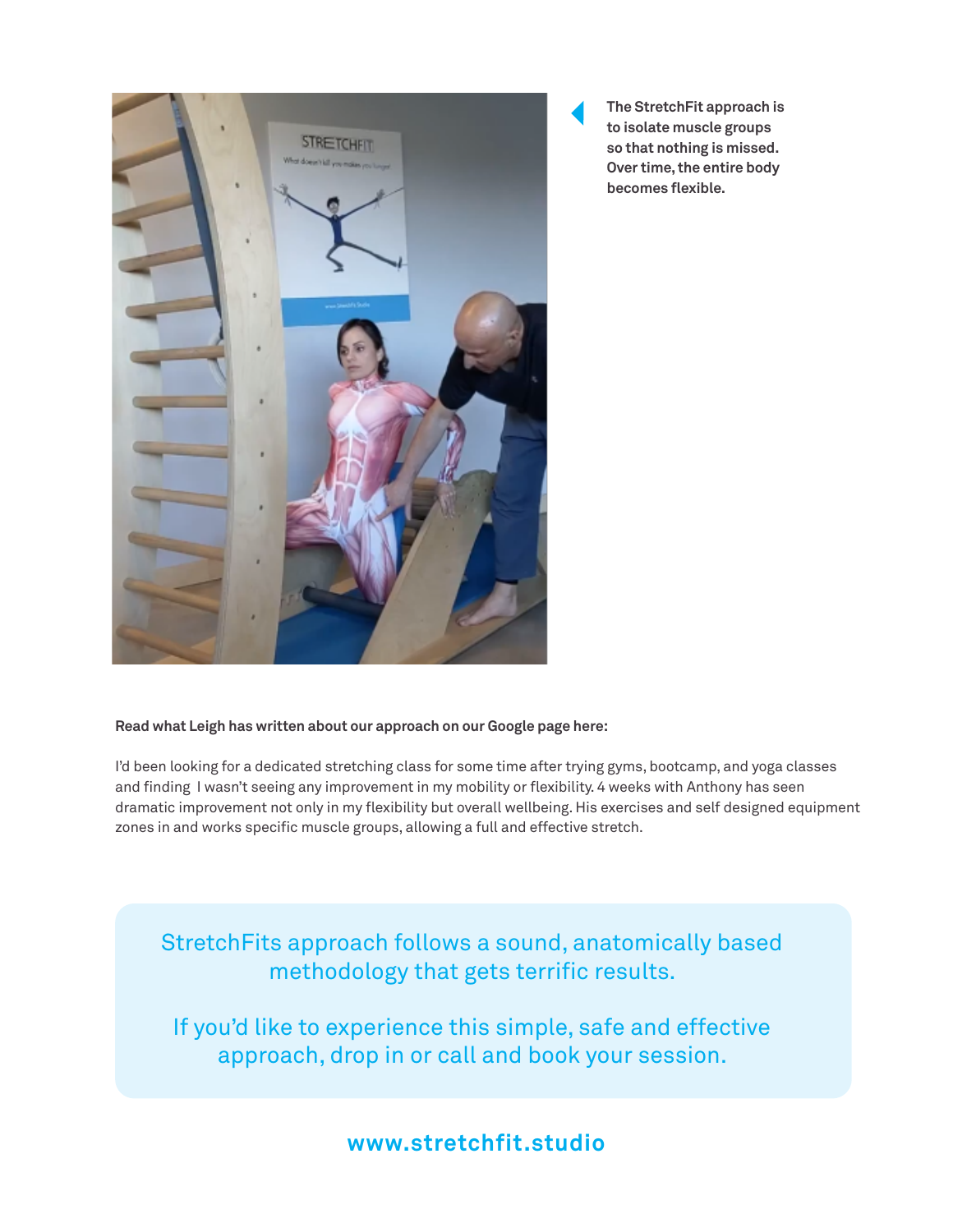**The StretchFit approach is to isolate muscle groups so that nothing is missed. Over time, the entire body becomes flexible.**

**Read what Leigh has written about our approach on our Google page here:**

I'd been looking for a dedicated stretching class for some time after trying gyms, bootcamp, and yoga classes and finding I wasn't seeing any improvement in my mobility or flexibility. 4 weeks with Anthony has seen dramatic improvement not only in my flexibility but overall wellbeing. His exercises and self designed equipment zones in and works specific muscle groups, allowing a full and effective stretch.

StretchFits approach follows a sound, anatomically based methodology that gets terrific results.

If you'd like to experience this simple, safe and effective approach, drop in or call and book your session.

**www.stretchfit.studio**